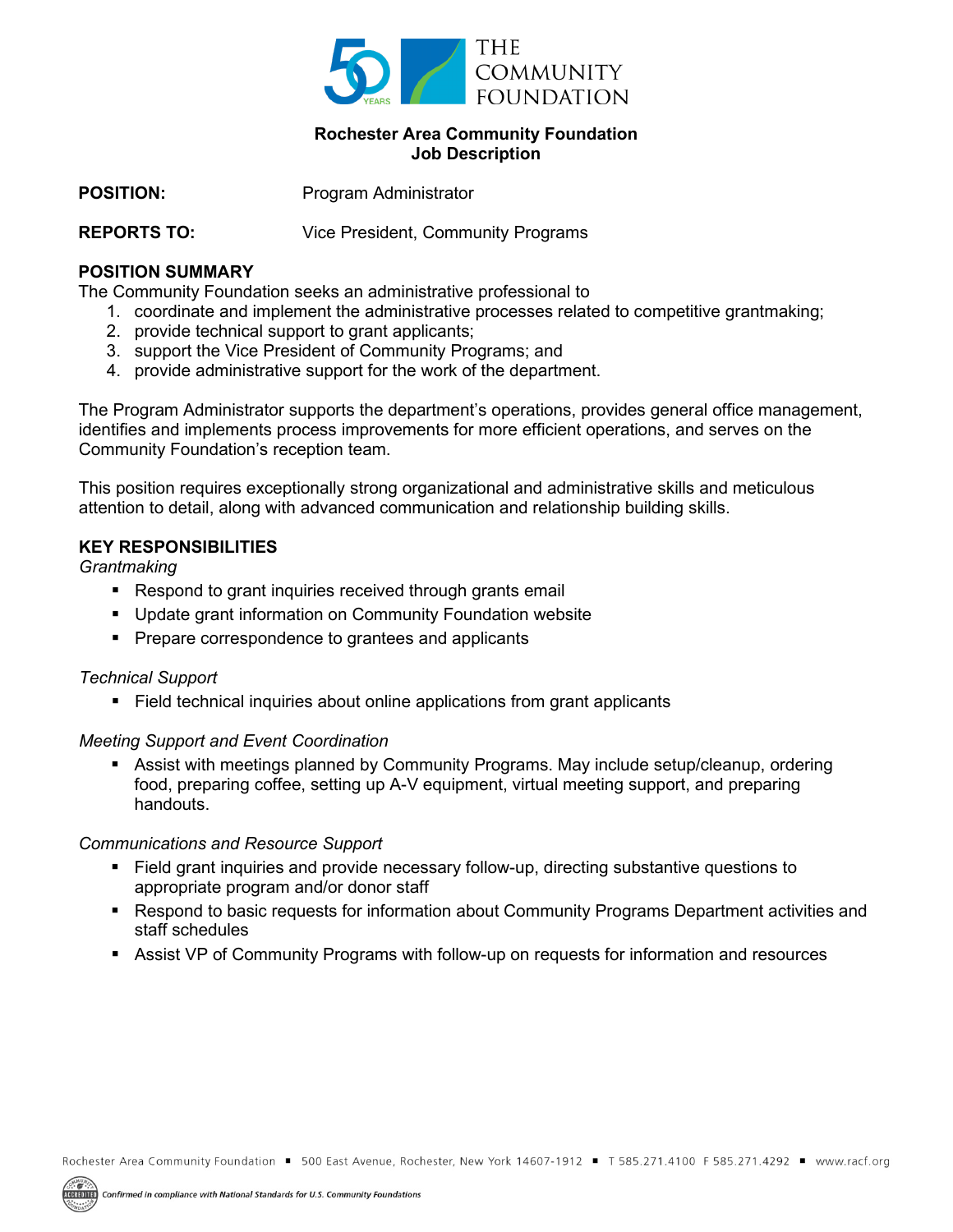# Rochester Area Community Foundation
## Job Description

**POSITION:** Program Administrator

**REPORTS TO:** Vice President, Community Programs

### POSITION SUMMARY

The Community Foundation seeks an administrative professional to

1. coordinate and implement the administrative processes related to competitive grantmaking;
2. provide technical support to grant applicants;
3. support the Vice President of Community Programs; and
4. provide administrative support for the work of the department.

The Program Administrator supports the department's operations, provides general office management, identifies and implements process improvements for more efficient operations, and serves on the Community Foundation's reception team.

This position requires exceptionally strong organizational and administrative skills and meticulous attention to detail, along with advanced communication and relationship building skills.

### KEY RESPONSIBILITIES

*Grantmaking*

- Respond to grant inquiries received through grants email
- Update grant information on Community Foundation website
- Prepare correspondence to grantees and applicants

*Technical Support*

- Field technical inquiries about online applications from grant applicants

*Meeting Support and Event Coordination*

- Assist with meetings planned by Community Programs. May include setup/cleanup, ordering food, preparing coffee, setting up A-V equipment, virtual meeting support, and preparing handouts.

*Communications and Resource Support*

- Field grant inquiries and provide necessary follow-up, directing substantive questions to appropriate program and/or donor staff
- Respond to basic requests for information about Community Programs Department activities and staff schedules
- Assist VP of Community Programs with follow-up on requests for information and resources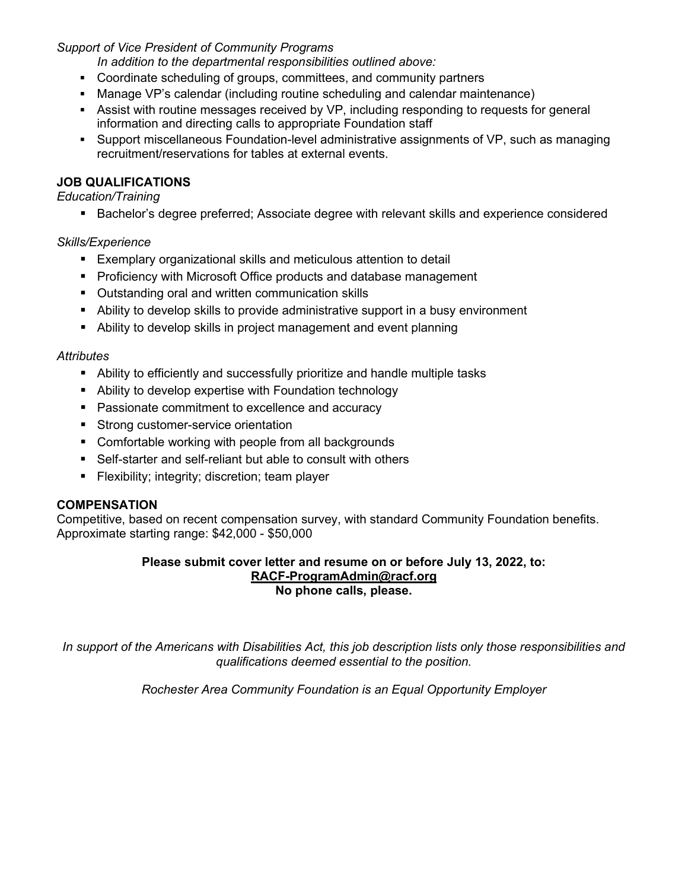*Support of Vice President of Community Programs*

*In addition to the departmental responsibilities outlined above:*

- Coordinate scheduling of groups, committees, and community partners
- Manage VP's calendar (including routine scheduling and calendar maintenance)
- Assist with routine messages received by VP, including responding to requests for general information and directing calls to appropriate Foundation staff
- Support miscellaneous Foundation-level administrative assignments of VP, such as managing recruitment/reservations for tables at external events.

## JOB QUALIFICATIONS

*Education/Training*

- Bachelor's degree preferred; Associate degree with relevant skills and experience considered

*Skills/Experience*

- Exemplary organizational skills and meticulous attention to detail
- Proficiency with Microsoft Office products and database management
- Outstanding oral and written communication skills
- Ability to develop skills to provide administrative support in a busy environment
- Ability to develop skills in project management and event planning

*Attributes*

- Ability to efficiently and successfully prioritize and handle multiple tasks
- Ability to develop expertise with Foundation technology
- Passionate commitment to excellence and accuracy
- Strong customer-service orientation
- Comfortable working with people from all backgrounds
- Self-starter and self-reliant but able to consult with others
- Flexibility; integrity; discretion; team player

## COMPENSATION

Competitive, based on recent compensation survey, with standard Community Foundation benefits. Approximate starting range: $42,000 - $50,000

**Please submit cover letter and resume on or before July 13, 2022, to:**
**RACF-ProgramAdmin@racf.org**
**No phone calls, please.**

*In support of the Americans with Disabilities Act, this job description lists only those responsibilities and qualifications deemed essential to the position.*

*Rochester Area Community Foundation is an Equal Opportunity Employer*